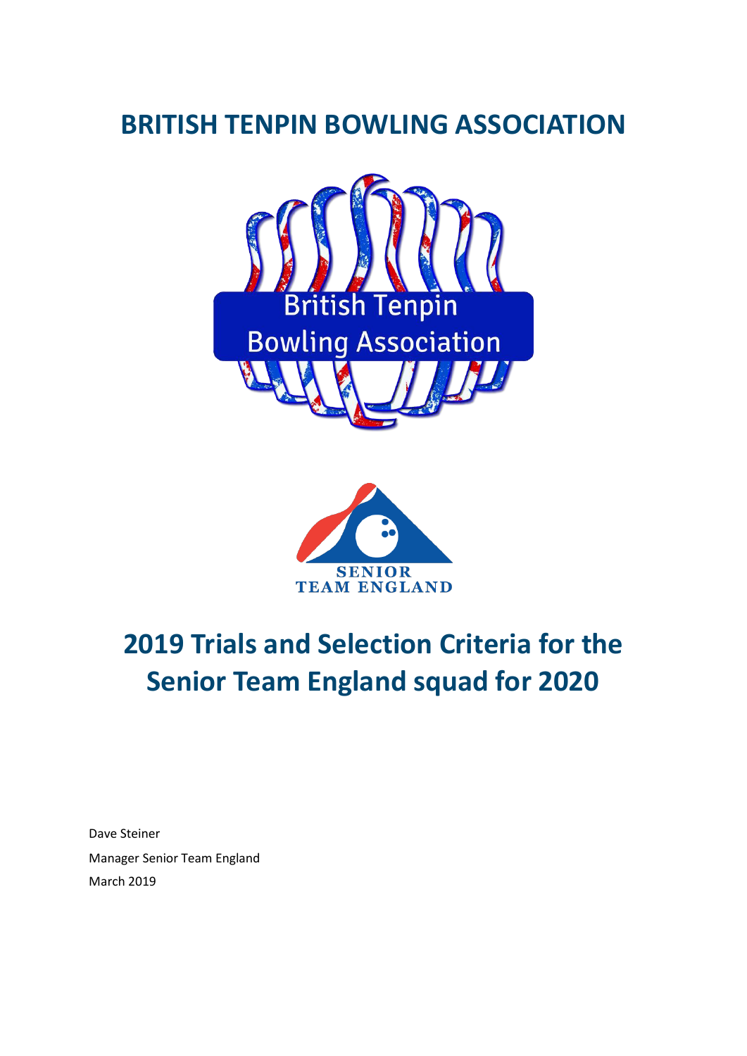# BRITISH TENPIN BOWLING ASSOCIATION

# 2019 Trials and Selection Criteria for the Senior Team England squad for 2020

Dave Steiner

Manager Senior Team England

March 2019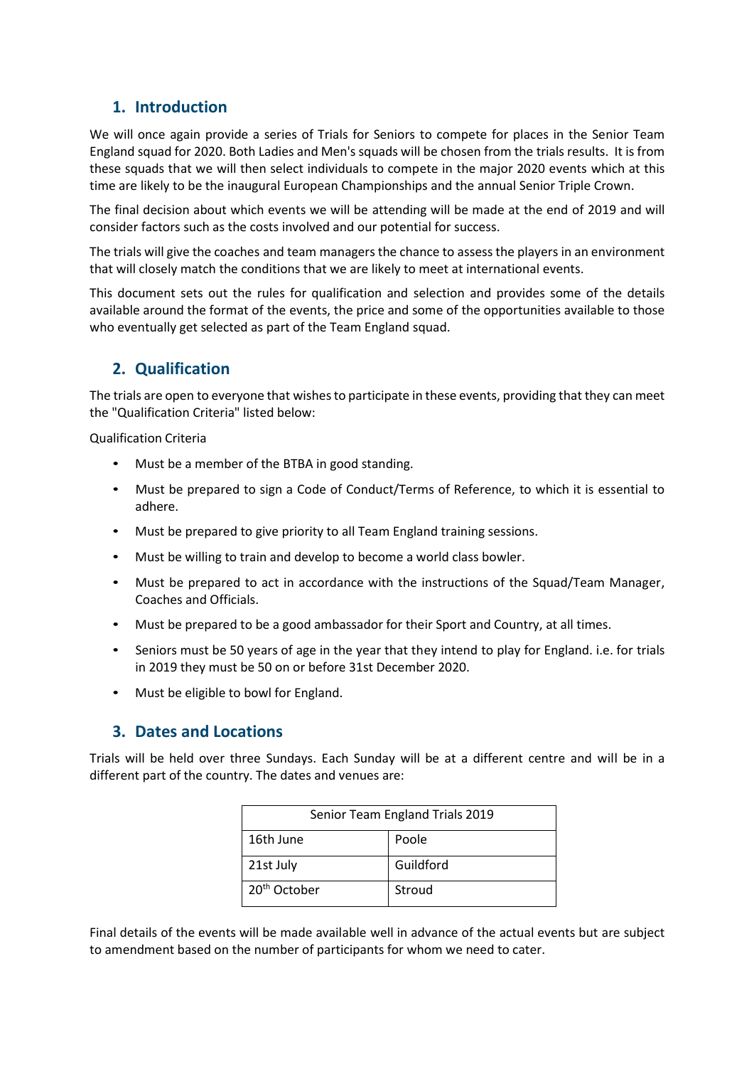## 1. Introduction

We will once again provide a series of Trials for Seniors to compete for places in the Senior Team England squad for 2020. Both Ladies and Men's squads will be chosen from the trials results. It is from these squads that we will then select individuals to compete in the major 2020 events which at this time are likely to be the inaugural European Championships and the annual Senior Triple Crown.

The final decision about which events we will be attending will be made at the end of 2019 and will consider factors such as the costs involved and our potential for success.

The trials will give the coaches and team managers the chance to assess the players in an environment that will closely match the conditions that we are likely to meet at international events.

This document sets out the rules for qualification and selection and provides some of the details available around the format of the events, the price and some of the opportunities available to those who eventually get selected as part of the Team England squad.

## 2. Qualification

The trials are open to everyone that wishes to participate in these events, providing that they can meet the "Qualification Criteria" listed below:

Qualification Criteria

- Must be a member of the BTBA in good standing.
- Must be prepared to sign a Code of Conduct/Terms of Reference, to which it is essential to adhere.
- Must be prepared to give priority to all Team England training sessions.
- Must be willing to train and develop to become a world class bowler.
- Must be prepared to act in accordance with the instructions of the Squad/Team Manager, Coaches and Officials.
- Must be prepared to be a good ambassador for their Sport and Country, at all times.
- Seniors must be 50 years of age in the year that they intend to play for England. i.e. for trials in 2019 they must be 50 on or before 31st December 2020.
- Must be eligible to bowl for England.

## 3. Dates and Locations

Trials will be held over three Sundays. Each Sunday will be at a different centre and will be in a different part of the country. The dates and venues are:

| Senior Team England Trials 2019 | |
|---|---|
| 16th June | Poole |
| 21st July | Guildford |
| 20th October | Stroud |

Final details of the events will be made available well in advance of the actual events but are subject to amendment based on the number of participants for whom we need to cater.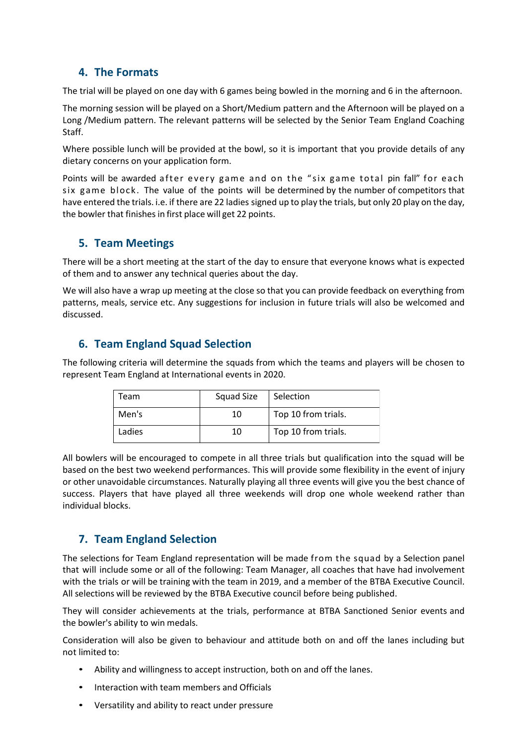## 4. The Formats

The trial will be played on one day with 6 games being bowled in the morning and 6 in the afternoon.

The morning session will be played on a Short/Medium pattern and the Afternoon will be played on a Long /Medium pattern. The relevant patterns will be selected by the Senior Team England Coaching Staff.

Where possible lunch will be provided at the bowl, so it is important that you provide details of any dietary concerns on your application form.

Points will be awarded after every game and on the "six game total pin fall" for each six game block. The value of the points will be determined by the number of competitors that have entered the trials. i.e. if there are 22 ladies signed up to play the trials, but only 20 play on the day, the bowler that finishes in first place will get 22 points.

## 5. Team Meetings

There will be a short meeting at the start of the day to ensure that everyone knows what is expected of them and to answer any technical queries about the day.

We will also have a wrap up meeting at the close so that you can provide feedback on everything from patterns, meals, service etc. Any suggestions for inclusion in future trials will also be welcomed and discussed.

## 6. Team England Squad Selection

The following criteria will determine the squads from which the teams and players will be chosen to represent Team England at International events in 2020.

| Team | Squad Size | Selection |
|---|---|---|
| Men's | 10 | Top 10 from trials. |
| Ladies | 10 | Top 10 from trials. |

All bowlers will be encouraged to compete in all three trials but qualification into the squad will be based on the best two weekend performances. This will provide some flexibility in the event of injury or other unavoidable circumstances. Naturally playing all three events will give you the best chance of success. Players that have played all three weekends will drop one whole weekend rather than individual blocks.

## 7. Team England Selection

The selections for Team England representation will be made from the squad by a Selection panel that will include some or all of the following: Team Manager, all coaches that have had involvement with the trials or will be training with the team in 2019, and a member of the BTBA Executive Council. All selections will be reviewed by the BTBA Executive council before being published.

They will consider achievements at the trials, performance at BTBA Sanctioned Senior events and the bowler's ability to win medals.

Consideration will also be given to behaviour and attitude both on and off the lanes including but not limited to:

- Ability and willingness to accept instruction, both on and off the lanes.
- Interaction with team members and Officials
- Versatility and ability to react under pressure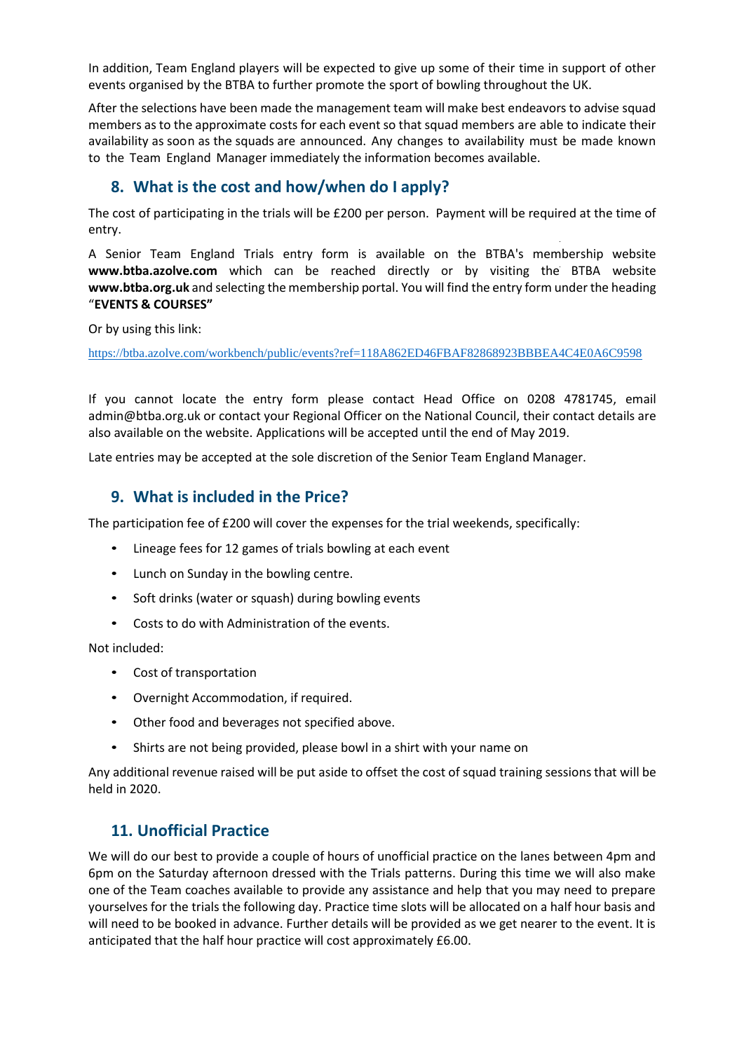In addition, Team England players will be expected to give up some of their time in support of other events organised by the BTBA to further promote the sport of bowling throughout the UK.

After the selections have been made the management team will make best endeavors to advise squad members as to the approximate costs for each event so that squad members are able to indicate their availability as soon as the squads are announced. Any changes to availability must be made known to the Team England Manager immediately the information becomes available.

## 8. What is the cost and how/when do I apply?

The cost of participating in the trials will be £200 per person. Payment will be required at the time of entry.

A Senior Team England Trials entry form is available on the BTBA's membership website **www.btba.azolve.com** which can be reached directly or by visiting the BTBA website **www.btba.org.uk** and selecting the membership portal. You will find the entry form under the heading "**EVENTS & COURSES"**

Or by using this link:

https://btba.azolve.com/workbench/public/events?ref=118A862ED46FBAF82868923BBBEA4C4E0A6C9598

If you cannot locate the entry form please contact Head Office on 0208 4781745, email admin@btba.org.uk or contact your Regional Officer on the National Council, their contact details are also available on the website. Applications will be accepted until the end of May 2019.

Late entries may be accepted at the sole discretion of the Senior Team England Manager.

## 9. What is included in the Price?

The participation fee of £200 will cover the expenses for the trial weekends, specifically:

- Lineage fees for 12 games of trials bowling at each event
- Lunch on Sunday in the bowling centre.
- Soft drinks (water or squash) during bowling events
- Costs to do with Administration of the events.

Not included:

- Cost of transportation
- Overnight Accommodation, if required.
- Other food and beverages not specified above.
- Shirts are not being provided, please bowl in a shirt with your name on

Any additional revenue raised will be put aside to offset the cost of squad training sessions that will be held in 2020.

## 11. Unofficial Practice

We will do our best to provide a couple of hours of unofficial practice on the lanes between 4pm and 6pm on the Saturday afternoon dressed with the Trials patterns. During this time we will also make one of the Team coaches available to provide any assistance and help that you may need to prepare yourselves for the trials the following day. Practice time slots will be allocated on a half hour basis and will need to be booked in advance. Further details will be provided as we get nearer to the event. It is anticipated that the half hour practice will cost approximately £6.00.